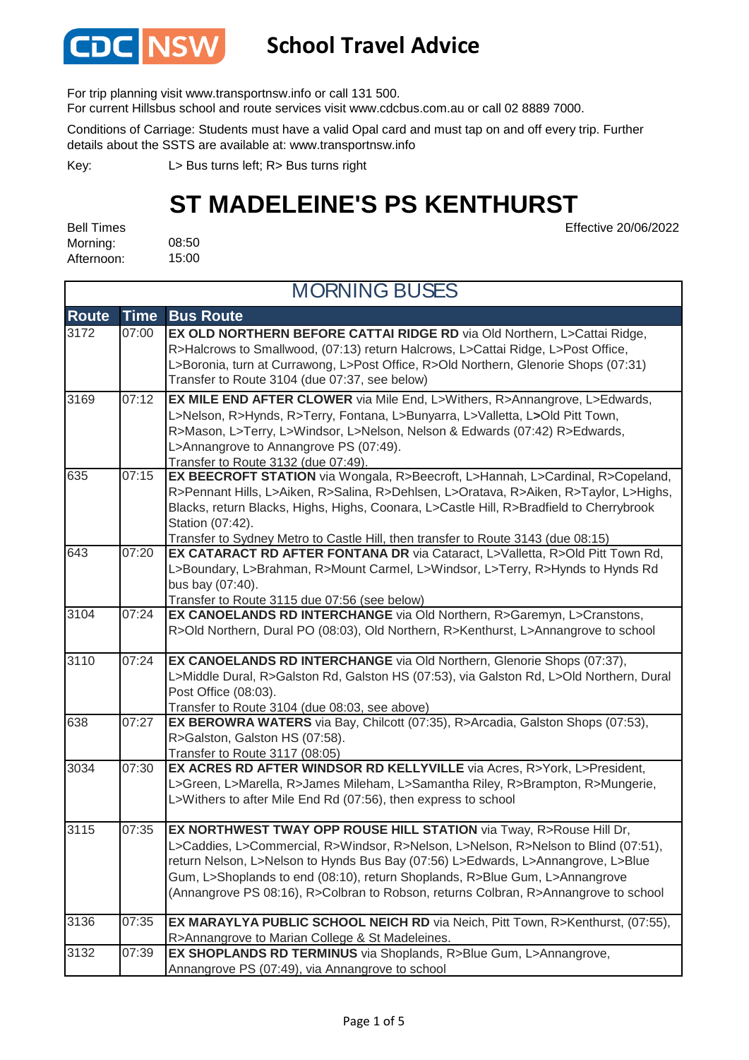CDC NSW **School Travel Advice**

For trip planning visit www.transportnsw.info or call 131 500.
For current Hillsbus school and route services visit www.cdcbus.com.au or call 02 8889 7000.

Conditions of Carriage: Students must have a valid Opal card and must tap on and off every trip. Further details about the SSTS are available at: www.transportnsw.info

Key: L> Bus turns left; R> Bus turns right

# ST MADELEINE'S PS KENTHURST

Effective 20/06/2022

Bell Times
Morning: 08:50
Afternoon: 15:00

## MORNING BUSES

| Route | Time | Bus Route |
|---|---|---|
| 3172 | 07:00 | **EX OLD NORTHERN BEFORE CATTAI RIDGE RD** via Old Northern, L>Cattai Ridge, R>Halcrows to Smallwood, (07:13) return Halcrows, L>Cattai Ridge, L>Post Office, L>Boronia, turn at Currawong, L>Post Office, R>Old Northern, Glenorie Shops (07:31) Transfer to Route 3104 (due 07:37, see below) |
| 3169 | 07:12 | **EX MILE END AFTER CLOWER** via Mile End, L>Withers, R>Annangrove, L>Edwards, L>Nelson, R>Hynds, R>Terry, Fontana, L>Bunyarra, L>Valletta, L>Old Pitt Town, R>Mason, L>Terry, L>Windsor, L>Nelson, Nelson & Edwards (07:42) R>Edwards, L>Annangrove to Annangrove PS (07:49). Transfer to Route 3132 (due 07:49). |
| 635 | 07:15 | **EX BEECROFT STATION** via Wongala, R>Beecroft, L>Hannah, L>Cardinal, R>Copeland, R>Pennant Hills, L>Aiken, R>Salina, R>Dehlsen, L>Oratava, R>Aiken, R>Taylor, L>Highs, Blacks, return Blacks, Highs, Highs, Coonara, L>Castle Hill, R>Bradfield to Cherrybrook Station (07:42). Transfer to Sydney Metro to Castle Hill, then transfer to Route 3143 (due 08:15) |
| 643 | 07:20 | **EX CATARACT RD AFTER FONTANA DR** via Cataract, L>Valletta, R>Old Pitt Town Rd, L>Boundary, L>Brahman, R>Mount Carmel, L>Windsor, L>Terry, R>Hynds to Hynds Rd bus bay (07:40). Transfer to Route 3115 due 07:56 (see below) |
| 3104 | 07:24 | **EX CANOELANDS RD INTERCHANGE** via Old Northern, R>Garemyn, L>Cranstons, R>Old Northern, Dural PO (08:03), Old Northern, R>Kenthurst, L>Annangrove to school |
| 3110 | 07:24 | **EX CANOELANDS RD INTERCHANGE** via Old Northern, Glenorie Shops (07:37), L>Middle Dural, R>Galston Rd, Galston HS (07:53), via Galston Rd, L>Old Northern, Dural Post Office (08:03). Transfer to Route 3104 (due 08:03, see above) |
| 638 | 07:27 | **EX BEROWRA WATERS** via Bay, Chilcott (07:35), R>Arcadia, Galston Shops (07:53), R>Galston, Galston HS (07:58). Transfer to Route 3117 (08:05) |
| 3034 | 07:30 | **EX ACRES RD AFTER WINDSOR RD KELLYVILLE** via Acres, R>York, L>President, L>Green, L>Marella, R>James Mileham, L>Samantha Riley, R>Brampton, R>Mungerie, L>Withers to after Mile End Rd (07:56), then express to school |
| 3115 | 07:35 | **EX NORTHWEST TWAY OPP ROUSE HILL STATION** via Tway, R>Rouse Hill Dr, L>Caddies, L>Commercial, R>Windsor, R>Nelson, L>Nelson, R>Nelson to Blind (07:51), return Nelson, L>Nelson to Hynds Bus Bay (07:56) L>Edwards, L>Annangrove, L>Blue Gum, L>Shoplands to end (08:10), return Shoplands, R>Blue Gum, L>Annangrove (Annangrove PS 08:16), R>Colbran to Robson, returns Colbran, R>Annangrove to school |
| 3136 | 07:35 | **EX MARAYLYA PUBLIC SCHOOL NEICH RD** via Neich, Pitt Town, R>Kenthurst, (07:55), R>Annangrove to Marian College & St Madeleines. |
| 3132 | 07:39 | **EX SHOPLANDS RD TERMINUS** via Shoplands, R>Blue Gum, L>Annangrove, Annangrove PS (07:49), via Annangrove to school |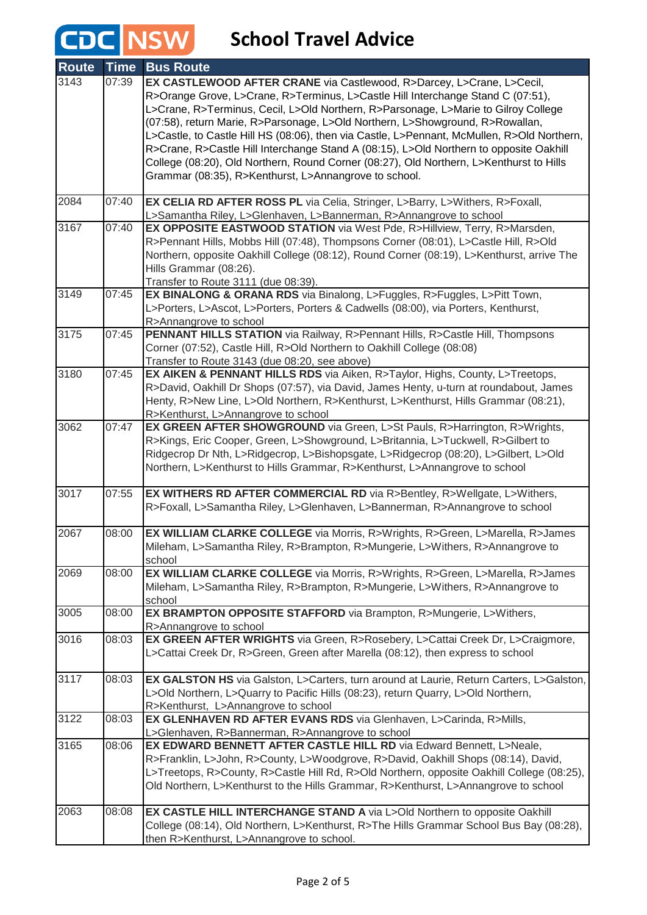# CDC NSW School Travel Advice

| Route | Time | Bus Route |
|---|---|---|
| 3143 | 07:39 | **EX CASTLEWOOD AFTER CRANE** via Castlewood, R>Darcey, L>Crane, L>Cecil, R>Orange Grove, L>Crane, R>Terminus, L>Castle Hill Interchange Stand C (07:51), L>Crane, R>Terminus, Cecil, L>Old Northern, R>Parsonage, L>Marie to Gilroy College (07:58), return Marie, R>Parsonage, L>Old Northern, L>Showground, R>Rowallan, L>Castle, to Castle Hill HS (08:06), then via Castle, L>Pennant, McMullen, R>Old Northern, R>Crane, R>Castle Hill Interchange Stand A (08:15), L>Old Northern to opposite Oakhill College (08:20), Old Northern, Round Corner (08:27), Old Northern, L>Kenthurst to Hills Grammar (08:35), R>Kenthurst, L>Annangrove to school. |
| 2084 | 07:40 | **EX CELIA RD AFTER ROSS PL** via Celia, Stringer, L>Barry, L>Withers, R>Foxall, L>Samantha Riley, L>Glenhaven, L>Bannerman, R>Annangrove to school |
| 3167 | 07:40 | **EX OPPOSITE EASTWOOD STATION** via West Pde, R>Hillview, Terry, R>Marsden, R>Pennant Hills, Mobbs Hill (07:48), Thompsons Corner (08:01), L>Castle Hill, R>Old Northern, opposite Oakhill College (08:12), Round Corner (08:19), L>Kenthurst, arrive The Hills Grammar (08:26).<br>Transfer to Route 3111 (due 08:39). |
| 3149 | 07:45 | **EX BINALONG & ORANA RDS** via Binalong, L>Fuggles, R>Fuggles, L>Pitt Town, L>Porters, L>Ascot, L>Porters, Porters & Cadwells (08:00), via Porters, Kenthurst, R>Annangrove to school |
| 3175 | 07:45 | **PENNANT HILLS STATION** via Railway, R>Pennant Hills, R>Castle Hill, Thompsons Corner (07:52), Castle Hill, R>Old Northern to Oakhill College (08:08)<br>Transfer to Route 3143 (due 08:20, see above) |
| 3180 | 07:45 | **EX AIKEN & PENNANT HILLS RDS** via Aiken, R>Taylor, Highs, County, L>Treetops, R>David, Oakhill Dr Shops (07:57), via David, James Henty, u-turn at roundabout, James Henty, R>New Line, L>Old Northern, R>Kenthurst, L>Kenthurst, Hills Grammar (08:21), R>Kenthurst, L>Annangrove to school |
| 3062 | 07:47 | **EX GREEN AFTER SHOWGROUND** via Green, L>St Pauls, R>Harrington, R>Wrights, R>Kings, Eric Cooper, Green, L>Showground, L>Britannia, L>Tuckwell, R>Gilbert to Ridgecrop Dr Nth, L>Ridgecrop, L>Bishopsgate, L>Ridgecrop (08:20), L>Gilbert, L>Old Northern, L>Kenthurst to Hills Grammar, R>Kenthurst, L>Annangrove to school |
| 3017 | 07:55 | **EX WITHERS RD AFTER COMMERCIAL RD** via R>Bentley, R>Wellgate, L>Withers, R>Foxall, L>Samantha Riley, L>Glenhaven, L>Bannerman, R>Annangrove to school |
| 2067 | 08:00 | **EX WILLIAM CLARKE COLLEGE** via Morris, R>Wrights, R>Green, L>Marella, R>James Mileham, L>Samantha Riley, R>Brampton, R>Mungerie, L>Withers, R>Annangrove to school |
| 2069 | 08:00 | **EX WILLIAM CLARKE COLLEGE** via Morris, R>Wrights, R>Green, L>Marella, R>James Mileham, L>Samantha Riley, R>Brampton, R>Mungerie, L>Withers, R>Annangrove to school |
| 3005 | 08:00 | **EX BRAMPTON OPPOSITE STAFFORD** via Brampton, R>Mungerie, L>Withers, R>Annangrove to school |
| 3016 | 08:03 | **EX GREEN AFTER WRIGHTS** via Green, R>Rosebery, L>Cattai Creek Dr, L>Craigmore, L>Cattai Creek Dr, R>Green, Green after Marella (08:12), then express to school |
| 3117 | 08:03 | **EX GALSTON HS** via Galston, L>Carters, turn around at Laurie, Return Carters, L>Galston, L>Old Northern, L>Quarry to Pacific Hills (08:23), return Quarry, L>Old Northern, R>Kenthurst, L>Annangrove to school |
| 3122 | 08:03 | **EX GLENHAVEN RD AFTER EVANS RDS** via Glenhaven, L>Carinda, R>Mills, L>Glenhaven, R>Bannerman, R>Annangrove to school |
| 3165 | 08:06 | **EX EDWARD BENNETT AFTER CASTLE HILL RD** via Edward Bennett, L>Neale, R>Franklin, L>John, R>County, L>Woodgrove, R>David, Oakhill Shops (08:14), David, L>Treetops, R>County, R>Castle Hill Rd, R>Old Northern, opposite Oakhill College (08:25), Old Northern, L>Kenthurst to the Hills Grammar, R>Kenthurst, L>Annangrove to school |
| 2063 | 08:08 | **EX CASTLE HILL INTERCHANGE STAND A** via L>Old Northern to opposite Oakhill College (08:14), Old Northern, L>Kenthurst, R>The Hills Grammar School Bus Bay (08:28), then R>Kenthurst, L>Annangrove to school. |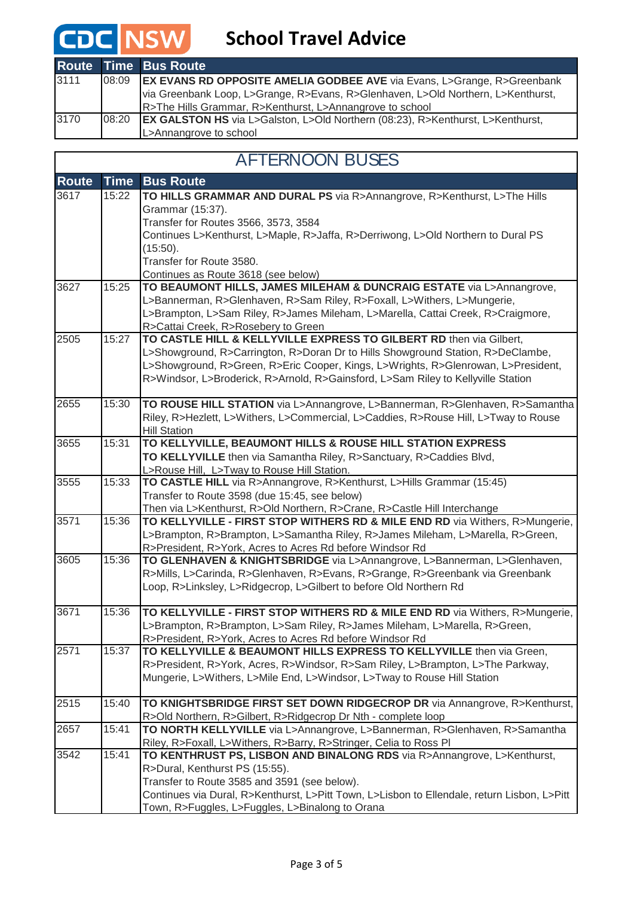# CDC NSW School Travel Advice

| Route | Time | Bus Route |
|---|---|---|
| 3111 | 08:09 | **EX EVANS RD OPPOSITE AMELIA GODBEE AVE** via Evans, L>Grange, R>Greenbank via Greenbank Loop, L>Grange, R>Evans, R>Glenhaven, L>Old Northern, L>Kenthurst, R>The Hills Grammar, R>Kenthurst, L>Annangrove to school |
| 3170 | 08:20 | **EX GALSTON HS** via L>Galston, L>Old Northern (08:23), R>Kenthurst, L>Kenthurst, L>Annangrove to school |

## AFTERNOON BUSES

| Route | Time | Bus Route |
|---|---|---|
| 3617 | 15:22 | **TO HILLS GRAMMAR AND DURAL PS** via R>Annangrove, R>Kenthurst, L>The Hills Grammar (15:37).<br>Transfer for Routes 3566, 3573, 3584<br>Continues L>Kenthurst, L>Maple, R>Jaffa, R>Derriwong, L>Old Northern to Dural PS (15:50).<br>Transfer for Route 3580.<br>Continues as Route 3618 (see below) |
| 3627 | 15:25 | **TO BEAUMONT HILLS, JAMES MILEHAM & DUNCRAIG ESTATE** via L>Annangrove, L>Bannerman, R>Glenhaven, R>Sam Riley, R>Foxall, L>Withers, L>Mungerie, L>Brampton, L>Sam Riley, R>James Mileham, L>Marella, Cattai Creek, R>Craigmore, R>Cattai Creek, R>Rosebery to Green |
| 2505 | 15:27 | **TO CASTLE HILL & KELLYVILLE EXPRESS TO GILBERT RD** then via Gilbert, L>Showground, R>Carrington, R>Doran Dr to Hills Showground Station, R>DeClambe, L>Showground, R>Green, R>Eric Cooper, Kings, L>Wrights, R>Glenrowan, L>President, R>Windsor, L>Broderick, R>Arnold, R>Gainsford, L>Sam Riley to Kellyville Station |
| 2655 | 15:30 | **TO ROUSE HILL STATION** via L>Annangrove, L>Bannerman, R>Glenhaven, R>Samantha Riley, R>Hezlett, L>Withers, L>Commercial, L>Caddies, R>Rouse Hill, L>Tway to Rouse Hill Station |
| 3655 | 15:31 | **TO KELLYVILLE, BEAUMONT HILLS & ROUSE HILL STATION EXPRESS**<br>**TO KELLYVILLE** then via Samantha Riley, R>Brampton, R>Sanctuary, R>Caddies Blvd, L>Rouse Hill, L>Tway to Rouse Hill Station. |
| 3555 | 15:33 | **TO CASTLE HILL** via R>Annangrove, R>Kenthurst, L>Hills Grammar (15:45)<br>Transfer to Route 3598 (due 15:45, see below)<br>Then via L>Kenthurst, R>Old Northern, R>Crane, R>Castle Hill Interchange |
| 3571 | 15:36 | **TO KELLYVILLE - FIRST STOP WITHERS RD & MILE END RD** via Withers, R>Mungerie, L>Brampton, R>Brampton, L>Samantha Riley, R>James Mileham, L>Marella, R>Green, R>President, R>York, Acres to Acres Rd before Windsor Rd |
| 3605 | 15:36 | **TO GLENHAVEN & KNIGHTSBRIDGE** via L>Annangrove, L>Bannerman, L>Glenhaven, R>Mills, L>Carinda, R>Glenhaven, R>Evans, R>Grange, R>Greenbank via Greenbank Loop, R>Linksley, L>Ridgecrop, L>Gilbert to before Old Northern Rd |
| 3671 | 15:36 | **TO KELLYVILLE - FIRST STOP WITHERS RD & MILE END RD** via Withers, R>Mungerie, L>Brampton, R>Brampton, L>Sam Riley, R>James Mileham, L>Marella, R>Green, R>President, R>York, Acres to Acres Rd before Windsor Rd |
| 2571 | 15:37 | **TO KELLYVILLE & BEAUMONT HILLS EXPRESS TO KELLYVILLE** then via Green, R>President, R>York, Acres, R>Windsor, R>Sam Riley, L>Brampton, L>The Parkway, Mungerie, L>Withers, L>Mile End, L>Windsor, L>Tway to Rouse Hill Station |
| 2515 | 15:40 | **TO KNIGHTSBRIDGE FIRST SET DOWN RIDGECROP DR** via Annangrove, R>Kenthurst, R>Old Northern, R>Gilbert, R>Ridgecrop Dr Nth - complete loop |
| 2657 | 15:41 | **TO NORTH KELLYVILLE** via L>Annangrove, L>Bannerman, R>Glenhaven, R>Samantha Riley, R>Foxall, L>Withers, R>Barry, R>Stringer, Celia to Ross Pl |
| 3542 | 15:41 | **TO KENTHRUST PS, LISBON AND BINALONG RDS** via R>Annangrove, L>Kenthurst, R>Dural, Kenthurst PS (15:55).<br>Transfer to Route 3585 and 3591 (see below).<br>Continues via Dural, R>Kenthurst, L>Pitt Town, L>Lisbon to Ellendale, return Lisbon, L>Pitt Town, R>Fuggles, L>Fuggles, L>Binalong to Orana |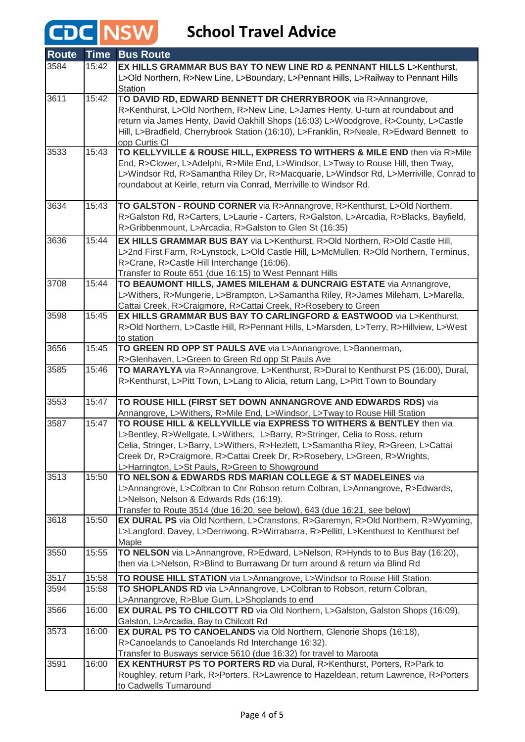# CDC NSW School Travel Advice

| Route | Time | Bus Route |
|---|---|---|
| 3584 | 15:42 | **EX HILLS GRAMMAR BUS BAY TO NEW LINE RD & PENNANT HILLS** L>Kenthurst, L>Old Northern, R>New Line, L>Boundary, L>Pennant Hills, L>Railway to Pennant Hills Station |
| 3611 | 15:42 | **TO DAVID RD, EDWARD BENNETT DR CHERRYBROOK** via R>Annangrove, R>Kenthurst, L>Old Northern, R>New Line, L>James Henty, U-turn at roundabout and return via James Henty, David Oakhill Shops (16:03) L>Woodgrove, R>County, L>Castle Hill, L>Bradfield, Cherrybrook Station (16:10), L>Franklin, R>Neale, R>Edward Bennett to opp Curtis Cl |
| 3533 | 15:43 | **TO KELLYVILLE & ROUSE HILL, EXPRESS TO WITHERS & MILE END** then via R>Mile End, R>Clower, L>Adelphi, R>Mile End, L>Windsor, L>Tway to Rouse Hill, then Tway, L>Windsor Rd, R>Samantha Riley Dr, R>Macquarie, L>Windsor Rd, L>Merriville, Conrad to roundabout at Keirle, return via Conrad, Merriville to Windsor Rd. |
| 3634 | 15:43 | **TO GALSTON - ROUND CORNER** via R>Annangrove, R>Kenthurst, L>Old Northern, R>Galston Rd, R>Carters, L>Laurie - Carters, R>Galston, L>Arcadia, R>Blacks, Bayfield, R>Gribbenmount, L>Arcadia, R>Galston to Glen St (16:35) |
| 3636 | 15:44 | **EX HILLS GRAMMAR BUS BAY** via L>Kenthurst, R>Old Northern, R>Old Castle Hill, L>2nd First Farm, R>Lynstock, L>Old Castle Hill, L>McMullen, R>Old Northern, Terminus, R>Crane, R>Castle Hill Interchange (16:06).<br>Transfer to Route 651 (due 16:15) to West Pennant Hills |
| 3708 | 15:44 | **TO BEAUMONT HILLS, JAMES MILEHAM & DUNCRAIG ESTATE** via Annangrove, L>Withers, R>Mungerie, L>Brampton, L>Samantha Riley, R>James Mileham, L>Marella, Cattai Creek, R>Craigmore, R>Cattai Creek, R>Rosebery to Green |
| 3598 | 15:45 | **EX HILLS GRAMMAR BUS BAY TO CARLINGFORD & EASTWOOD** via L>Kenthurst, R>Old Northern, L>Castle Hill, R>Pennant Hills, L>Marsden, L>Terry, R>Hillview, L>West to station |
| 3656 | 15:45 | **TO GREEN RD OPP ST PAULS AVE** via L>Annangrove, L>Bannerman, R>Glenhaven, L>Green to Green Rd opp St Pauls Ave |
| 3585 | 15:46 | **TO MARAYLYA** via R>Annangrove, L>Kenthurst, R>Dural to Kenthurst PS (16:00), Dural, R>Kenthurst, L>Pitt Town, L>Lang to Alicia, return Lang, L>Pitt Town to Boundary |
| 3553 | 15:47 | **TO ROUSE HILL (FIRST SET DOWN ANNANGROVE AND EDWARDS RDS)** via Annangrove, L>Withers, R>Mile End, L>Windsor, L>Tway to Rouse Hill Station |
| 3587 | 15:47 | **TO ROUSE HILL & KELLYVILLE via EXPRESS TO WITHERS & BENTLEY** then via L>Bentley, R>Wellgate, L>Withers, L>Barry, R>Stringer, Celia to Ross, return Celia, Stringer, L>Barry, L>Withers, R>Hezlett, L>Samantha Riley, R>Green, L>Cattai Creek Dr, R>Craigmore, R>Cattai Creek Dr, R>Rosebery, L>Green, R>Wrights, L>Harrington, L>St Pauls, R>Green to Showground |
| 3513 | 15:50 | **TO NELSON & EDWARDS RDS MARIAN COLLEGE & ST MADELEINES** via L>Annangrove, L>Colbran to Cnr Robson return Colbran, L>Annangrove, R>Edwards, L>Nelson, Nelson & Edwards Rds (16:19).<br>Transfer to Route 3514 (due 16:20, see below), 643 (due 16:21, see below) |
| 3618 | 15:50 | **EX DURAL PS** via Old Northern, L>Cranstons, R>Garemyn, R>Old Northern, R>Wyoming, L>Langford, Davey, L>Derriwong, R>Wirrabarra, R>Pellitt, L>Kenthurst to Kenthurst bef Maple |
| 3550 | 15:55 | **TO NELSON** via L>Annangrove, R>Edward, L>Nelson, R>Hynds to to Bus Bay (16:20), then via L>Nelson, R>Blind to Burrawang Dr turn around & return via Blind Rd |
| 3517 | 15:58 | **TO ROUSE HILL STATION** via L>Annangrove, L>Windsor to Rouse Hill Station. |
| 3594 | 15:58 | **TO SHOPLANDS RD** via L>Annangrove, L>Colbran to Robson, return Colbran, L>Annangrove, R>Blue Gum, L>Shoplands to end |
| 3566 | 16:00 | **EX DURAL PS TO CHILCOTT RD** via Old Northern, L>Galston, Galston Shops (16:09), Galston, L>Arcadia, Bay to Chilcott Rd |
| 3573 | 16:00 | **EX DURAL PS TO CANOELANDS** via Old Northern, Glenorie Shops (16:18), R>Canoelands to Canoelands Rd Interchange 16:32).<br>Transfer to Busways service 5610 (due 16:32) for travel to Maroota |
| 3591 | 16:00 | **EX KENTHURST PS TO PORTERS RD** via Dural, R>Kenthurst, Porters, R>Park to Roughley, return Park, R>Porters, R>Lawrence to Hazeldean, return Lawrence, R>Porters to Cadwells Turnaround |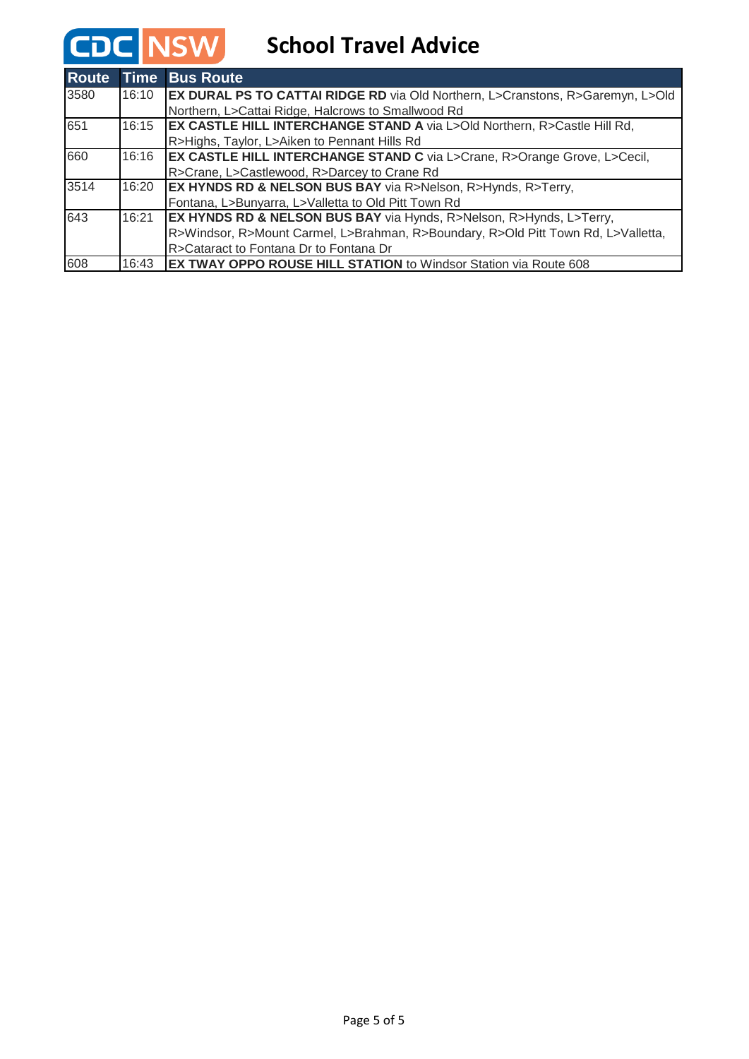CDC NSW

# School Travel Advice

| Route | Time | Bus Route |
|---|---|---|
| 3580 | 16:10 | **EX DURAL PS TO CATTAI RIDGE RD** via Old Northern, L>Cranstons, R>Garemyn, L>Old Northern, L>Cattai Ridge, Halcrows to Smallwood Rd |
| 651 | 16:15 | **EX CASTLE HILL INTERCHANGE STAND A** via L>Old Northern, R>Castle Hill Rd, R>Highs, Taylor, L>Aiken to Pennant Hills Rd |
| 660 | 16:16 | **EX CASTLE HILL INTERCHANGE STAND C** via L>Crane, R>Orange Grove, L>Cecil, R>Crane, L>Castlewood, R>Darcey to Crane Rd |
| 3514 | 16:20 | **EX HYNDS RD & NELSON BUS BAY** via R>Nelson, R>Hynds, R>Terry, Fontana, L>Bunyarra, L>Valletta to Old Pitt Town Rd |
| 643 | 16:21 | **EX HYNDS RD & NELSON BUS BAY** via Hynds, R>Nelson, R>Hynds, L>Terry, R>Windsor, R>Mount Carmel, L>Brahman, R>Boundary, R>Old Pitt Town Rd, L>Valletta, R>Cataract to Fontana Dr to Fontana Dr |
| 608 | 16:43 | **EX TWAY OPPO ROUSE HILL STATION** to Windsor Station via Route 608 |